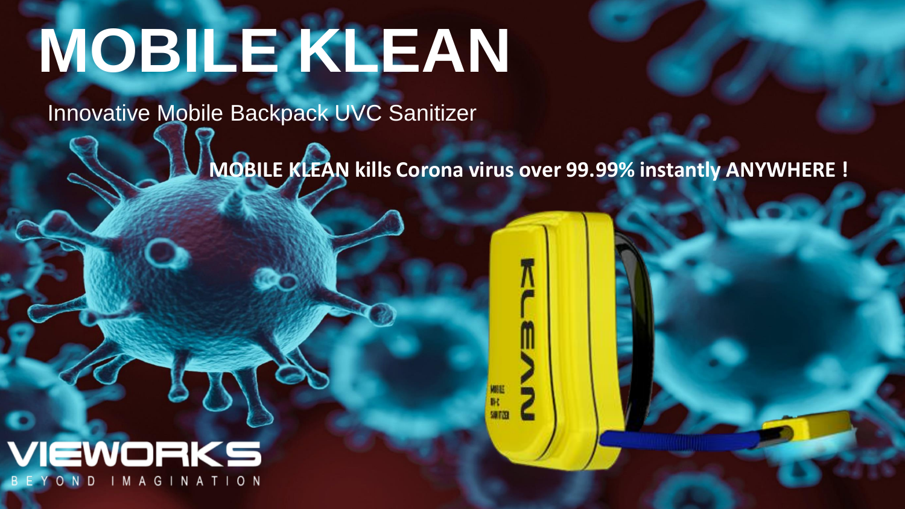# MOBILE KLEAN

Innovative Mobile Backpack UVC Sanitizer

**MOBILE KLEAN kills Corona virus over 99.99% instantly ANYWHERE !**

VIEWORKS

BEYOND IMAGINATION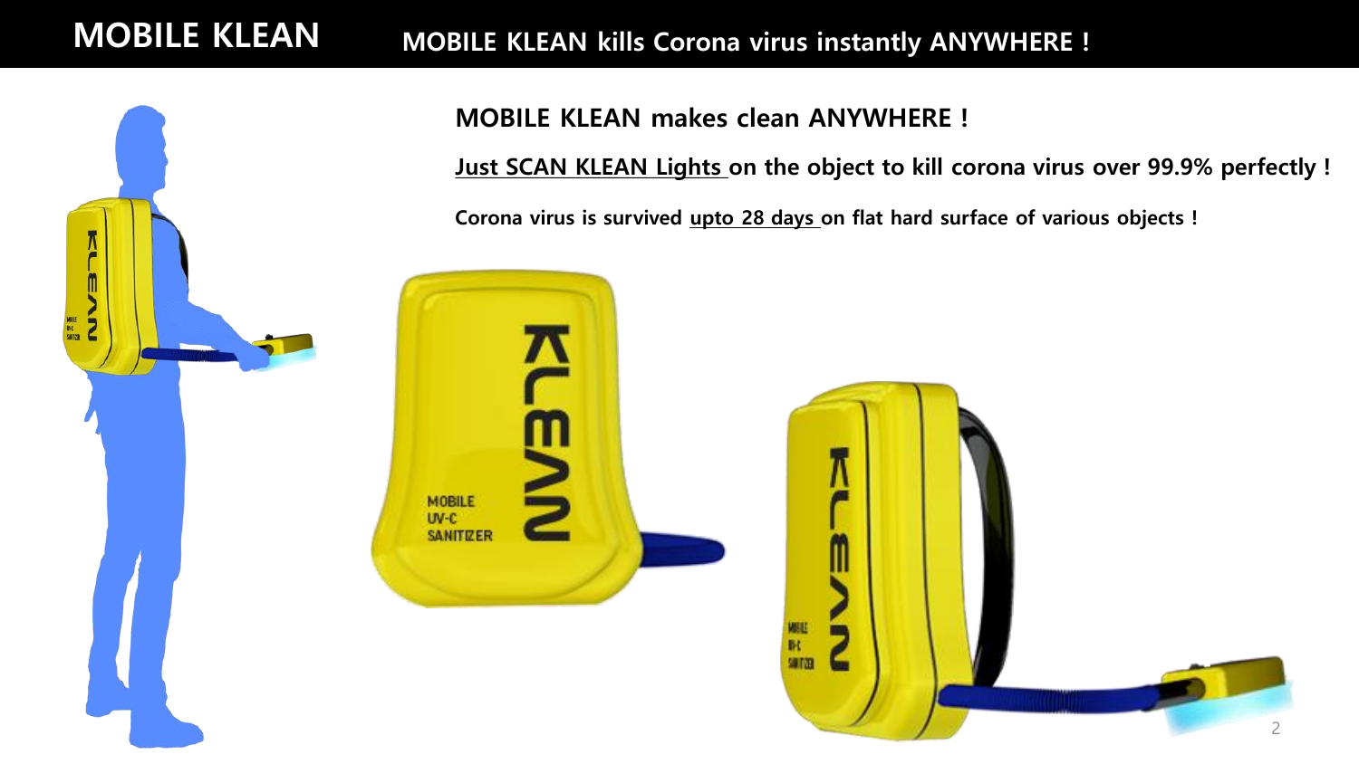# MOBILE KLEAN

## MOBILE KLEAN kills Corona virus instantly ANYWHERE !

**MOBILE KLEAN makes clean ANYWHERE !**

**Just SCAN KLEAN Lights on the object to kill corona virus over 99.9% perfectly !**

**Corona virus is survived upto 28 days on flat hard surface of various objects !**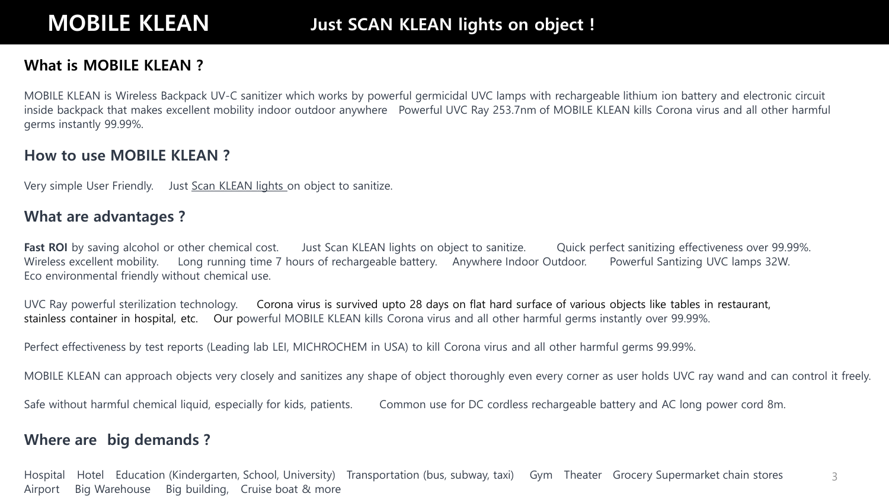# MOBILE KLEAN

## Just SCAN KLEAN lights on object !

### What is MOBILE KLEAN ?

MOBILE KLEAN is Wireless Backpack UV-C sanitizer which works by powerful germicidal UVC lamps with rechargeable lithium ion battery and electronic circuit inside backpack that makes excellent mobility indoor outdoor anywhere   Powerful UVC Ray 253.7nm of MOBILE KLEAN kills Corona virus and all other harmful germs instantly 99.99%.

### How to use MOBILE KLEAN ?

Very simple User Friendly.   Just Scan KLEAN lights on object to sanitize.

### What are advantages ?

**Fast ROI** by saving alcohol or other chemical cost.   Just Scan KLEAN lights on object to sanitize.   Quick perfect sanitizing effectiveness over 99.99%.
Wireless excellent mobility.   Long running time 7 hours of rechargeable battery.   Anywhere Indoor Outdoor.   Powerful Santizing UVC lamps 32W.
Eco environmental friendly without chemical use.

UVC Ray powerful sterilization technology.   Corona virus is survived upto 28 days on flat hard surface of various objects like tables in restaurant, stainless container in hospital, etc.   Our powerful MOBILE KLEAN kills Corona virus and all other harmful germs instantly over 99.99%.

Perfect effectiveness by test reports (Leading lab LEI, MICHROCHEM in USA) to kill Corona virus and all other harmful germs 99.99%.

MOBILE KLEAN can approach objects very closely and sanitizes any shape of object thoroughly even every corner as user holds UVC ray wand and can control it freely.

Safe without harmful chemical liquid, especially for kids, patients.   Common use for DC cordless rechargeable battery and AC long power cord 8m.

### Where are big demands ?

Hospital   Hotel   Education (Kindergarten, School, University)   Transportation (bus, subway, taxi)   Gym   Theater   Grocery Supermarket chain stores
Airport   Big Warehouse   Big building,   Cruise boat & more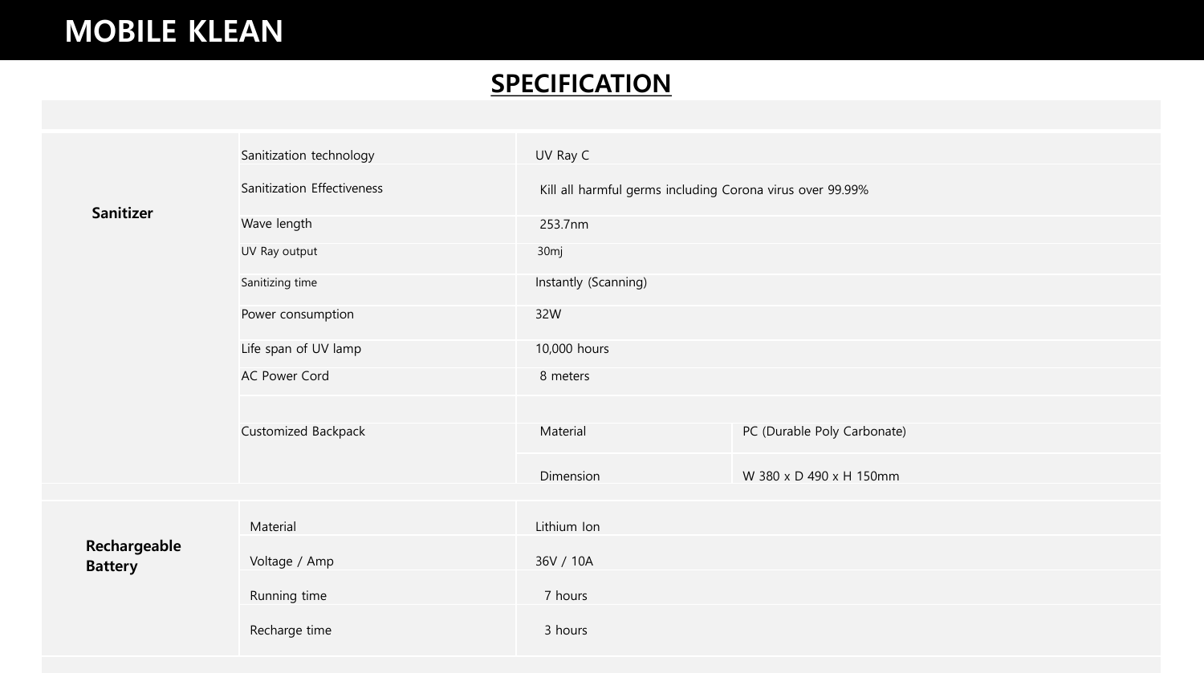# MOBILE KLEAN

## SPECIFICATION

| | | | |
|---|---|---|---|
| **Sanitizer** | Sanitization technology | UV Ray C | |
| | Sanitization Effectiveness | Kill all harmful germs including Corona virus over 99.99% | |
| | Wave length | 253.7nm | |
| | UV Ray output | 30mj | |
| | Sanitizing time | Instantly (Scanning) | |
| | Power consumption | 32W | |
| | Life span of UV lamp | 10,000 hours | |
| | AC Power Cord | 8 meters | |
| | | | |
| | Customized Backpack | Material | PC (Durable Poly Carbonate) |
| | | Dimension | W 380 x D 490 x H 150mm |
| **Rechargeable Battery** | Material | Lithium Ion | |
| | Voltage / Amp | 36V / 10A | |
| | Running time | 7 hours | |
| | Recharge time | 3 hours | |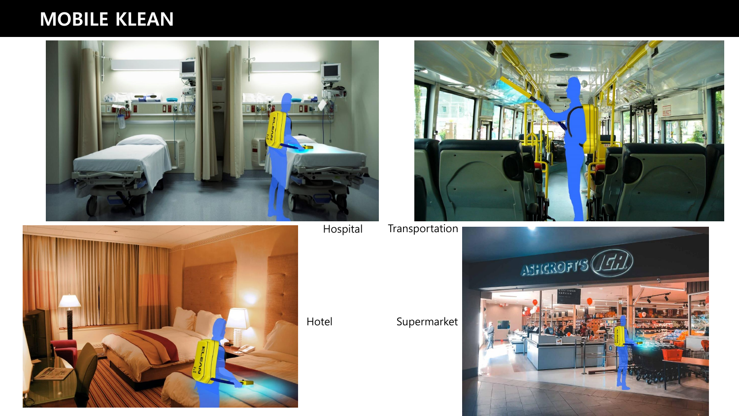# MOBILE KLEAN

Hospital

Transportation

Hotel

Supermarket